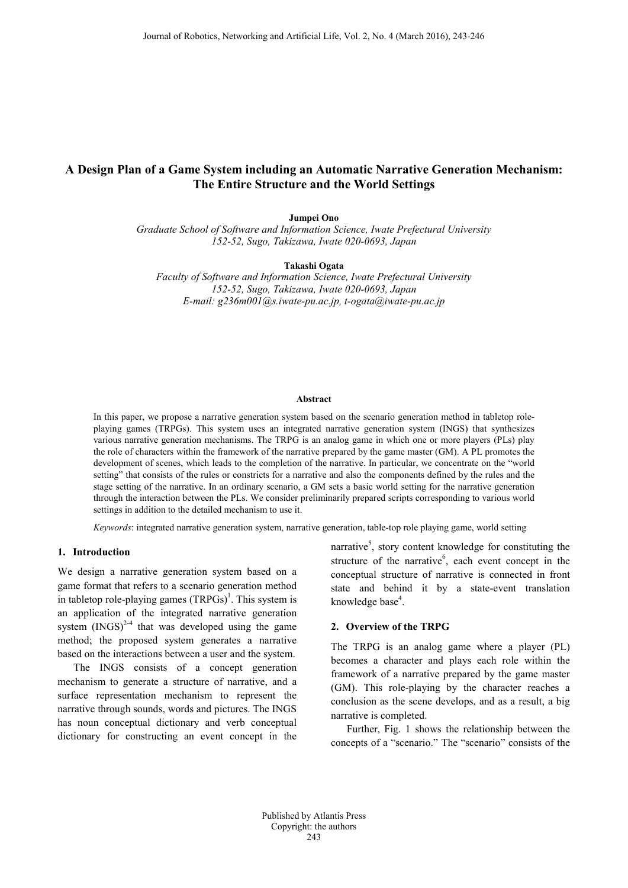# A Design Plan of a Game System including an Automatic Narrative Generation Mechanism: The Entire Structure and the World Settings

**Jumpei Ono**

*Graduate School of Software and Information Science, Iwate Prefectural University*
*152-52, Sugo, Takizawa, Iwate 020-0693, Japan*

**Takashi Ogata**

*Faculty of Software and Information Science, Iwate Prefectural University*
*152-52, Sugo, Takizawa, Iwate 020-0693, Japan*
*E-mail: g236m001@s.iwate-pu.ac.jp, t-ogata@iwate-pu.ac.jp*

### Abstract

In this paper, we propose a narrative generation system based on the scenario generation method in tabletop role-playing games (TRPGs). This system uses an integrated narrative generation system (INGS) that synthesizes various narrative generation mechanisms. The TRPG is an analog game in which one or more players (PLs) play the role of characters within the framework of the narrative prepared by the game master (GM). A PL promotes the development of scenes, which leads to the completion of the narrative. In particular, we concentrate on the "world setting" that consists of the rules or constricts for a narrative and also the components defined by the rules and the stage setting of the narrative. In an ordinary scenario, a GM sets a basic world setting for the narrative generation through the interaction between the PLs. We consider preliminarily prepared scripts corresponding to various world settings in addition to the detailed mechanism to use it.

*Keywords*: integrated narrative generation system, narrative generation, table-top role playing game, world setting

## 1. Introduction

We design a narrative generation system based on a game format that refers to a scenario generation method in tabletop role-playing games (TRPGs)[1]. This system is an application of the integrated narrative generation system (INGS)[2-4] that was developed using the game method; the proposed system generates a narrative based on the interactions between a user and the system.

The INGS consists of a concept generation mechanism to generate a structure of narrative, and a surface representation mechanism to represent the narrative through sounds, words and pictures. The INGS has noun conceptual dictionary and verb conceptual dictionary for constructing an event concept in the narrative[5], story content knowledge for constituting the structure of the narrative[6], each event concept in the conceptual structure of narrative is connected in front state and behind it by a state-event translation knowledge base[4].

## 2. Overview of the TRPG

The TRPG is an analog game where a player (PL) becomes a character and plays each role within the framework of a narrative prepared by the game master (GM). This role-playing by the character reaches a conclusion as the scene develops, and as a result, a big narrative is completed.

Further, Fig. 1 shows the relationship between the concepts of a "scenario." The "scenario" consists of the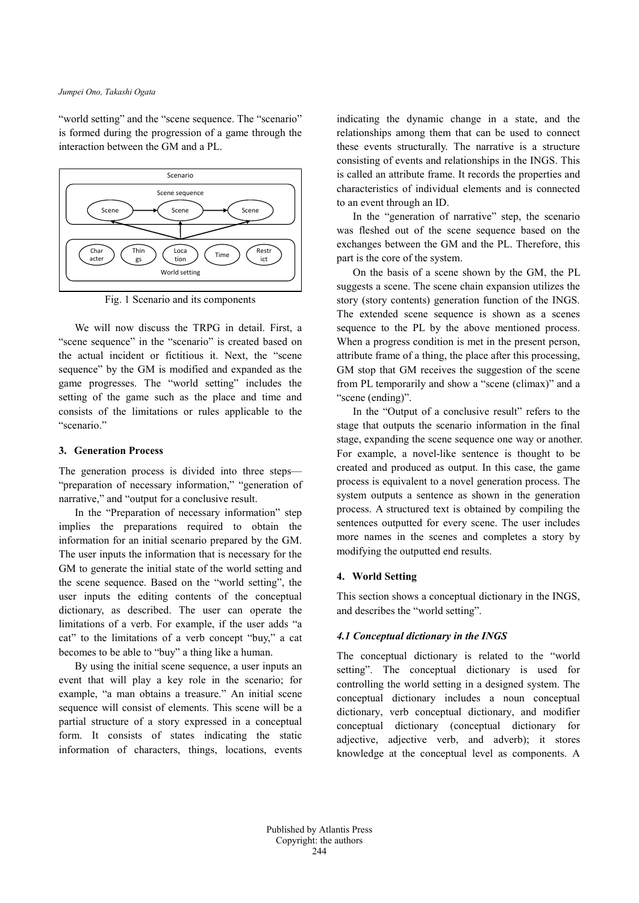"world setting" and the "scene sequence. The "scenario" is formed during the progression of a game through the interaction between the GM and a PL.

Fig. 1 Scenario and its components

We will now discuss the TRPG in detail. First, a "scene sequence" in the "scenario" is created based on the actual incident or fictitious it. Next, the "scene sequence" by the GM is modified and expanded as the game progresses. The "world setting" includes the setting of the game such as the place and time and consists of the limitations or rules applicable to the "scenario."

## 3. Generation Process

The generation process is divided into three steps—"preparation of necessary information," "generation of narrative," and "output for a conclusive result.

In the "Preparation of necessary information" step implies the preparations required to obtain the information for an initial scenario prepared by the GM. The user inputs the information that is necessary for the GM to generate the initial state of the world setting and the scene sequence. Based on the "world setting", the user inputs the editing contents of the conceptual dictionary, as described. The user can operate the limitations of a verb. For example, if the user adds "a cat" to the limitations of a verb concept "buy," a cat becomes to be able to "buy" a thing like a human.

By using the initial scene sequence, a user inputs an event that will play a key role in the scenario; for example, "a man obtains a treasure." An initial scene sequence will consist of elements. This scene will be a partial structure of a story expressed in a conceptual form. It consists of states indicating the static information of characters, things, locations, events indicating the dynamic change in a state, and the relationships among them that can be used to connect these events structurally. The narrative is a structure consisting of events and relationships in the INGS. This is called an attribute frame. It records the properties and characteristics of individual elements and is connected to an event through an ID.

In the "generation of narrative" step, the scenario was fleshed out of the scene sequence based on the exchanges between the GM and the PL. Therefore, this part is the core of the system.

On the basis of a scene shown by the GM, the PL suggests a scene. The scene chain expansion utilizes the story (story contents) generation function of the INGS. The extended scene sequence is shown as a scenes sequence to the PL by the above mentioned process. When a progress condition is met in the present person, attribute frame of a thing, the place after this processing, GM stop that GM receives the suggestion of the scene from PL temporarily and show a "scene (climax)" and a "scene (ending)".

In the "Output of a conclusive result" refers to the stage that outputs the scenario information in the final stage, expanding the scene sequence one way or another. For example, a novel-like sentence is thought to be created and produced as output. In this case, the game process is equivalent to a novel generation process. The system outputs a sentence as shown in the generation process. A structured text is obtained by compiling the sentences outputted for every scene. The user includes more names in the scenes and completes a story by modifying the outputted end results.

## 4. World Setting

This section shows a conceptual dictionary in the INGS, and describes the "world setting".

### *4.1 Conceptual dictionary in the INGS*

The conceptual dictionary is related to the "world setting". The conceptual dictionary is used for controlling the world setting in a designed system. The conceptual dictionary includes a noun conceptual dictionary, verb conceptual dictionary, and modifier conceptual dictionary (conceptual dictionary for adjective, adjective verb, and adverb); it stores knowledge at the conceptual level as components. A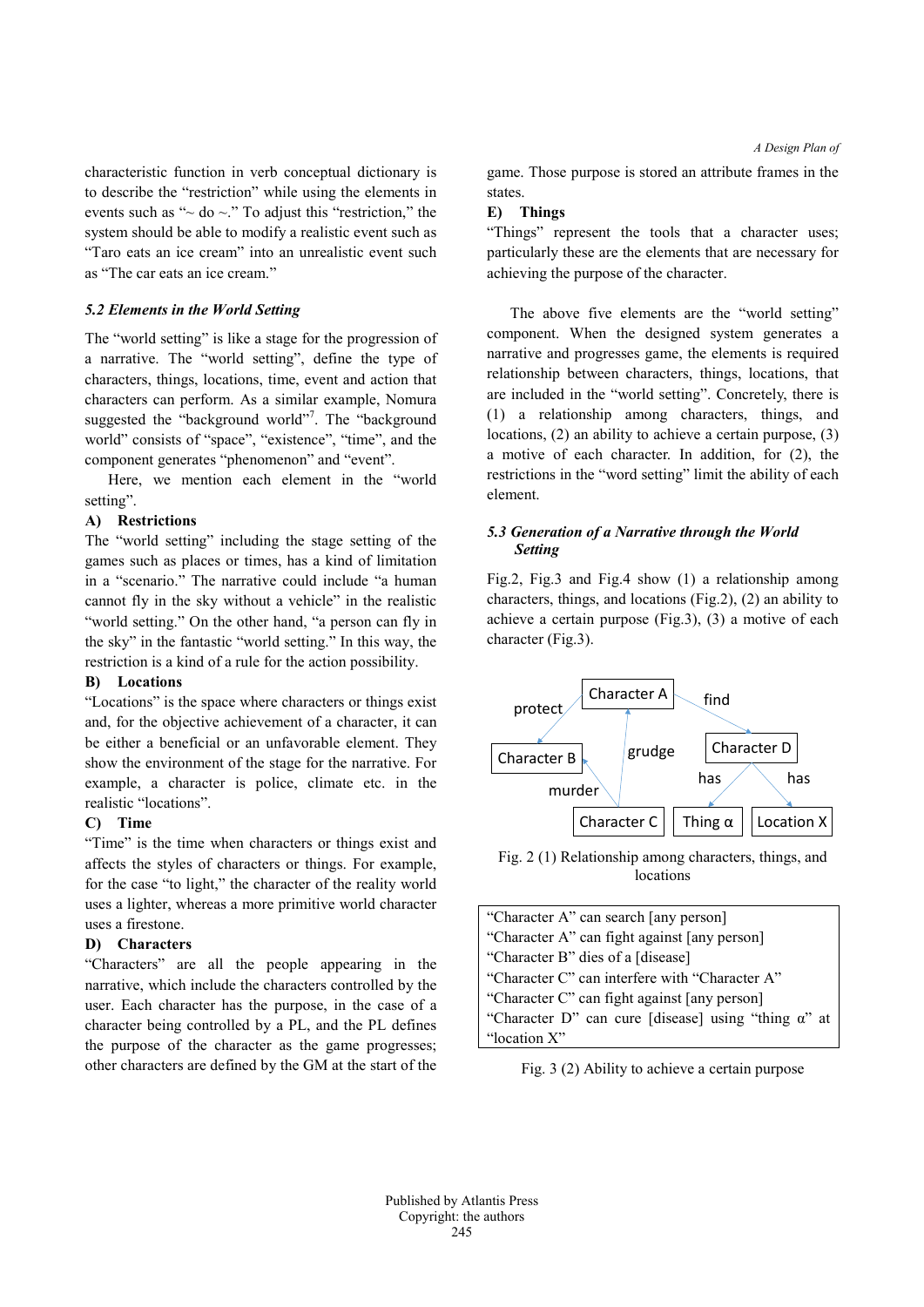characteristic function in verb conceptual dictionary is to describe the "restriction" while using the elements in events such as "~ do ~." To adjust this "restriction," the system should be able to modify a realistic event such as "Taro eats an ice cream" into an unrealistic event such as "The car eats an ice cream."

### *5.2 Elements in the World Setting*

The "world setting" is like a stage for the progression of a narrative. The "world setting", define the type of characters, things, locations, time, event and action that characters can perform. As a similar example, Nomura suggested the "background world"[7]. The "background world" consists of "space", "existence", "time", and the component generates "phenomenon" and "event".

Here, we mention each element in the "world setting".

**A) Restrictions**

The "world setting" including the stage setting of the games such as places or times, has a kind of limitation in a "scenario." The narrative could include "a human cannot fly in the sky without a vehicle" in the realistic "world setting." On the other hand, "a person can fly in the sky" in the fantastic "world setting." In this way, the restriction is a kind of a rule for the action possibility.

**B) Locations**

"Locations" is the space where characters or things exist and, for the objective achievement of a character, it can be either a beneficial or an unfavorable element. They show the environment of the stage for the narrative. For example, a character is police, climate etc. in the realistic "locations".

**C) Time**

"Time" is the time when characters or things exist and affects the styles of characters or things. For example, for the case "to light," the character of the reality world uses a lighter, whereas a more primitive world character uses a firestone.

**D) Characters**

"Characters" are all the people appearing in the narrative, which include the characters controlled by the user. Each character has the purpose, in the case of a character being controlled by a PL, and the PL defines the purpose of the character as the game progresses; other characters are defined by the GM at the start of the game. Those purpose is stored an attribute frames in the states.

**E) Things**

"Things" represent the tools that a character uses; particularly these are the elements that are necessary for achieving the purpose of the character.

The above five elements are the "world setting" component. When the designed system generates a narrative and progresses game, the elements is required relationship between characters, things, locations, that are included in the "world setting". Concretely, there is (1) a relationship among characters, things, and locations, (2) an ability to achieve a certain purpose, (3) a motive of each character. In addition, for (2), the restrictions in the "word setting" limit the ability of each element.

### *5.3 Generation of a Narrative through the World Setting*

Fig.2, Fig.3 and Fig.4 show (1) a relationship among characters, things, and locations (Fig.2), (2) an ability to achieve a certain purpose (Fig.3), (3) a motive of each character (Fig.3).

Fig. 2 (1) Relationship among characters, things, and locations

| |
|---|
| "Character A" can search [any person] |
| "Character A" can fight against [any person] |
| "Character B" dies of a [disease] |
| "Character C" can interfere with "Character A" |
| "Character C" can fight against [any person] |
| "Character D" can cure [disease] using "thing α" at "location X" |

Fig. 3 (2) Ability to achieve a certain purpose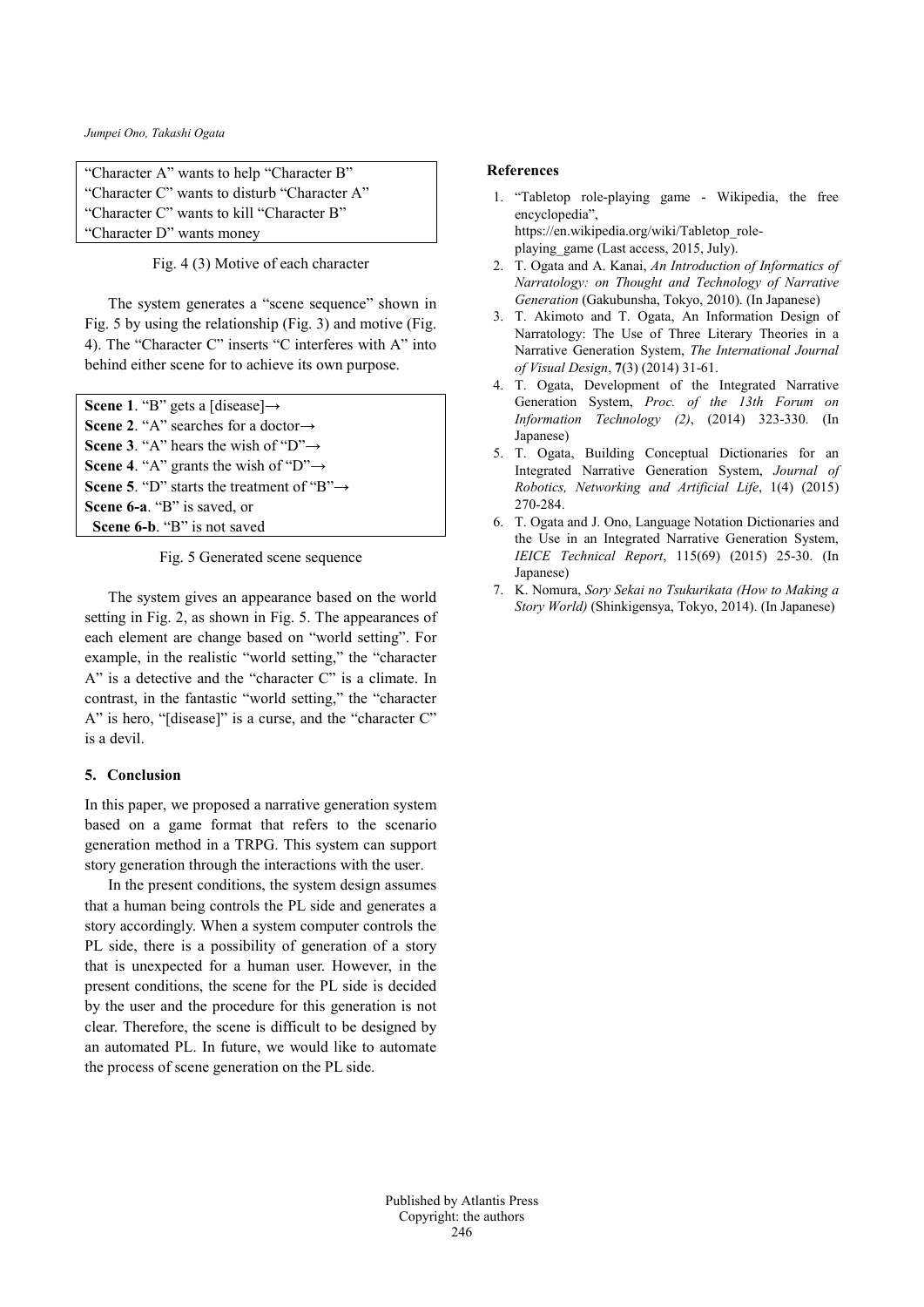"Character A" wants to help "Character B"
"Character C" wants to disturb "Character A"
"Character C" wants to kill "Character B"
"Character D" wants money

Fig. 4 (3) Motive of each character

The system generates a "scene sequence" shown in Fig. 5 by using the relationship (Fig. 3) and motive (Fig. 4). The "Character C" inserts "C interferes with A" into behind either scene for to achieve its own purpose.

**Scene 1**. "B" gets a [disease]→
**Scene 2**. "A" searches for a doctor→
**Scene 3**. "A" hears the wish of "D"→
**Scene 4**. "A" grants the wish of "D"→
**Scene 5**. "D" starts the treatment of "B"→
**Scene 6-a**. "B" is saved, or
**Scene 6-b**. "B" is not saved

Fig. 5 Generated scene sequence

The system gives an appearance based on the world setting in Fig. 2, as shown in Fig. 5. The appearances of each element are change based on "world setting". For example, in the realistic "world setting," the "character A" is a detective and the "character C" is a climate. In contrast, in the fantastic "world setting," the "character A" is hero, "[disease]" is a curse, and the "character C" is a devil.

## 5. Conclusion

In this paper, we proposed a narrative generation system based on a game format that refers to the scenario generation method in a TRPG. This system can support story generation through the interactions with the user.

In the present conditions, the system design assumes that a human being controls the PL side and generates a story accordingly. When a system computer controls the PL side, there is a possibility of generation of a story that is unexpected for a human user. However, in the present conditions, the scene for the PL side is decided by the user and the procedure for this generation is not clear. Therefore, the scene is difficult to be designed by an automated PL. In future, we would like to automate the process of scene generation on the PL side.

## References

1. "Tabletop role-playing game - Wikipedia, the free encyclopedia", https://en.wikipedia.org/wiki/Tabletop_role-playing_game (Last access, 2015, July).
2. T. Ogata and A. Kanai, *An Introduction of Informatics of Narratology: on Thought and Technology of Narrative Generation* (Gakubunsha, Tokyo, 2010). (In Japanese)
3. T. Akimoto and T. Ogata, An Information Design of Narratology: The Use of Three Literary Theories in a Narrative Generation System, *The International Journal of Visual Design*, **7**(3) (2014) 31-61.
4. T. Ogata, Development of the Integrated Narrative Generation System, *Proc. of the 13th Forum on Information Technology (2)*, (2014) 323-330. (In Japanese)
5. T. Ogata, Building Conceptual Dictionaries for an Integrated Narrative Generation System, *Journal of Robotics, Networking and Artificial Life*, 1(4) (2015) 270-284.
6. T. Ogata and J. Ono, Language Notation Dictionaries and the Use in an Integrated Narrative Generation System, *IEICE Technical Report*, 115(69) (2015) 25-30. (In Japanese)
7. K. Nomura, *Sory Sekai no Tsukurikata (How to Making a Story World)* (Shinkigensya, Tokyo, 2014). (In Japanese)